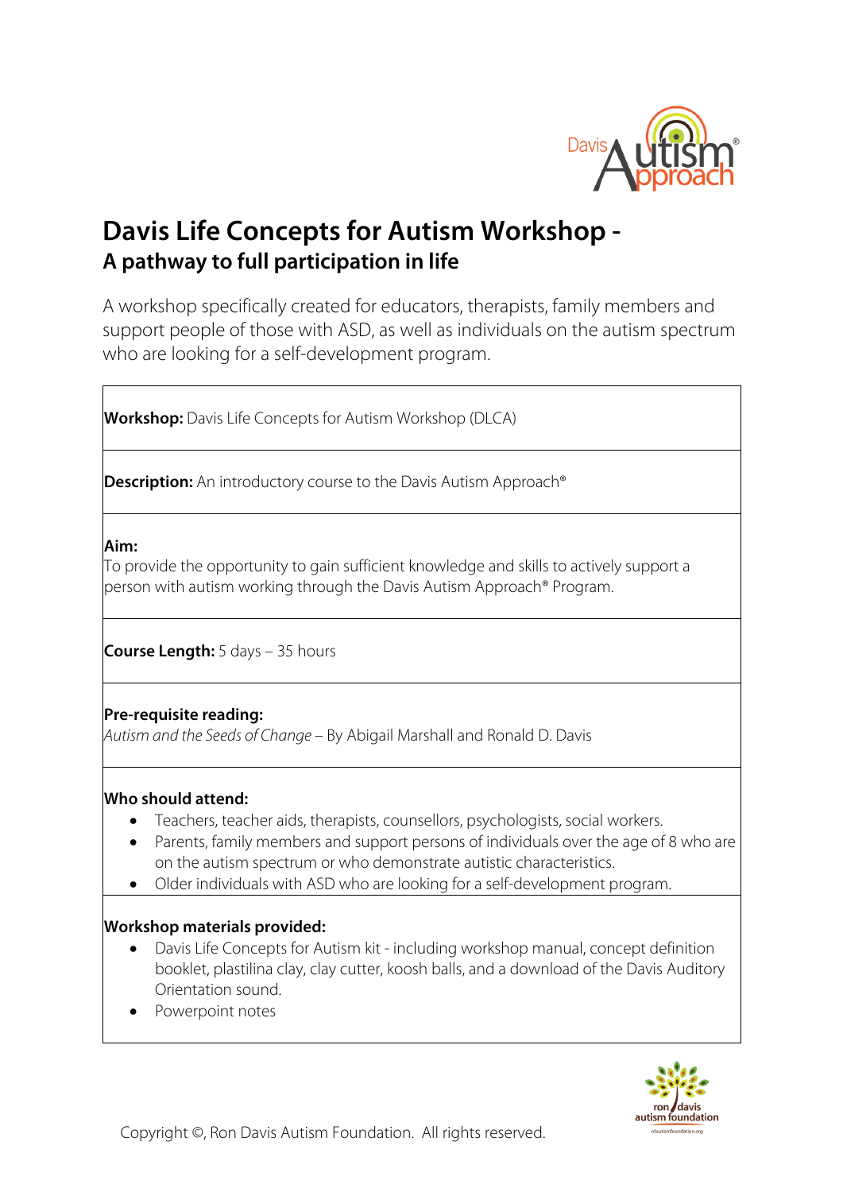# Davis Life Concepts for Autism Workshop -

## A pathway to full participation in life

A workshop specifically created for educators, therapists, family members and support people of those with ASD, as well as individuals on the autism spectrum who are looking for a self-development program.

**Workshop:** Davis Life Concepts for Autism Workshop (DLCA)

**Description:** An introductory course to the Davis Autism Approach®

**Aim:**
To provide the opportunity to gain sufficient knowledge and skills to actively support a person with autism working through the Davis Autism Approach® Program.

**Course Length:** 5 days – 35 hours

**Pre-requisite reading:**
*Autism and the Seeds of Change* – By Abigail Marshall and Ronald D. Davis

**Who should attend:**

- Teachers, teacher aids, therapists, counsellors, psychologists, social workers.
- Parents, family members and support persons of individuals over the age of 8 who are on the autism spectrum or who demonstrate autistic characteristics.
- Older individuals with ASD who are looking for a self-development program.

**Workshop materials provided:**

- Davis Life Concepts for Autism kit - including workshop manual, concept definition booklet, plastilina clay, clay cutter, koosh balls, and a download of the Davis Auditory Orientation sound.
- Powerpoint notes

Copyright ©, Ron Davis Autism Foundation. All rights reserved.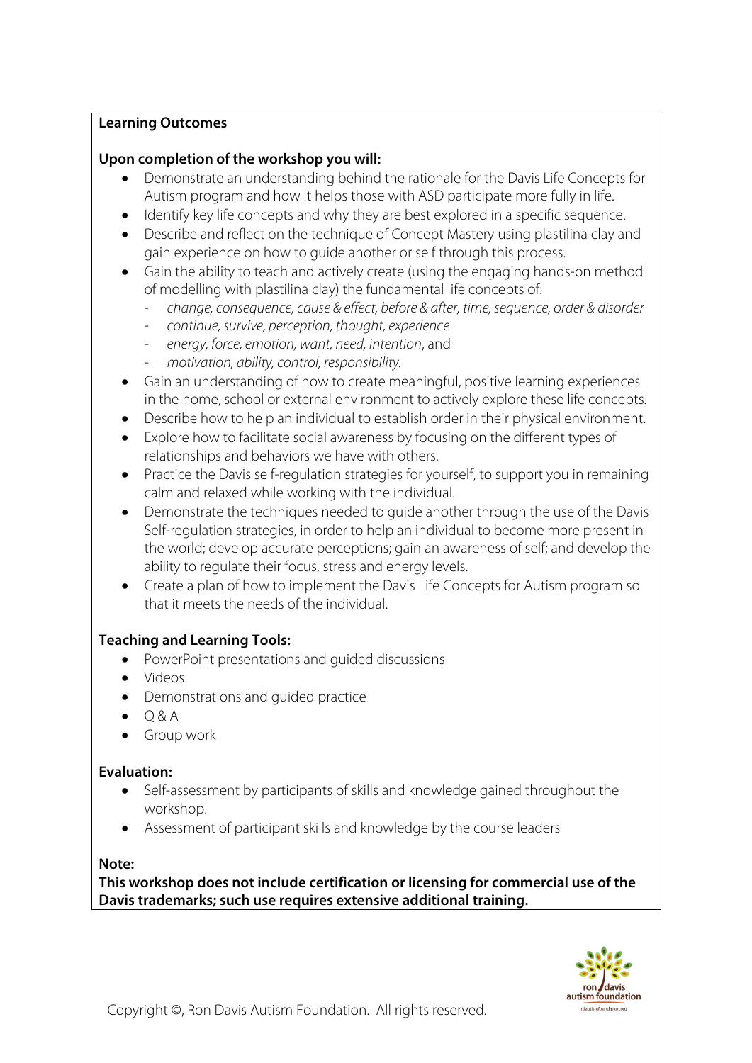**Learning Outcomes**

**Upon completion of the workshop you will:**

- Demonstrate an understanding behind the rationale for the Davis Life Concepts for Autism program and how it helps those with ASD participate more fully in life.
- Identify key life concepts and why they are best explored in a specific sequence.
- Describe and reflect on the technique of Concept Mastery using plastilina clay and gain experience on how to guide another or self through this process.
- Gain the ability to teach and actively create (using the engaging hands-on method of modelling with plastilina clay) the fundamental life concepts of:
  - *change, consequence, cause & effect, before & after, time, sequence, order & disorder*
  - *continue, survive, perception, thought, experience*
  - *energy, force, emotion, want, need, intention*, and
  - *motivation, ability, control, responsibility.*
- Gain an understanding of how to create meaningful, positive learning experiences in the home, school or external environment to actively explore these life concepts.
- Describe how to help an individual to establish order in their physical environment.
- Explore how to facilitate social awareness by focusing on the different types of relationships and behaviors we have with others.
- Practice the Davis self-regulation strategies for yourself, to support you in remaining calm and relaxed while working with the individual.
- Demonstrate the techniques needed to guide another through the use of the Davis Self-regulation strategies, in order to help an individual to become more present in the world; develop accurate perceptions; gain an awareness of self; and develop the ability to regulate their focus, stress and energy levels.
- Create a plan of how to implement the Davis Life Concepts for Autism program so that it meets the needs of the individual.

**Teaching and Learning Tools:**

- PowerPoint presentations and guided discussions
- Videos
- Demonstrations and guided practice
- Q & A
- Group work

**Evaluation:**

- Self-assessment by participants of skills and knowledge gained throughout the workshop.
- Assessment of participant skills and knowledge by the course leaders

**Note:**

**This workshop does not include certification or licensing for commercial use of the Davis trademarks; such use requires extensive additional training.**

Copyright ©, Ron Davis Autism Foundation. All rights reserved.